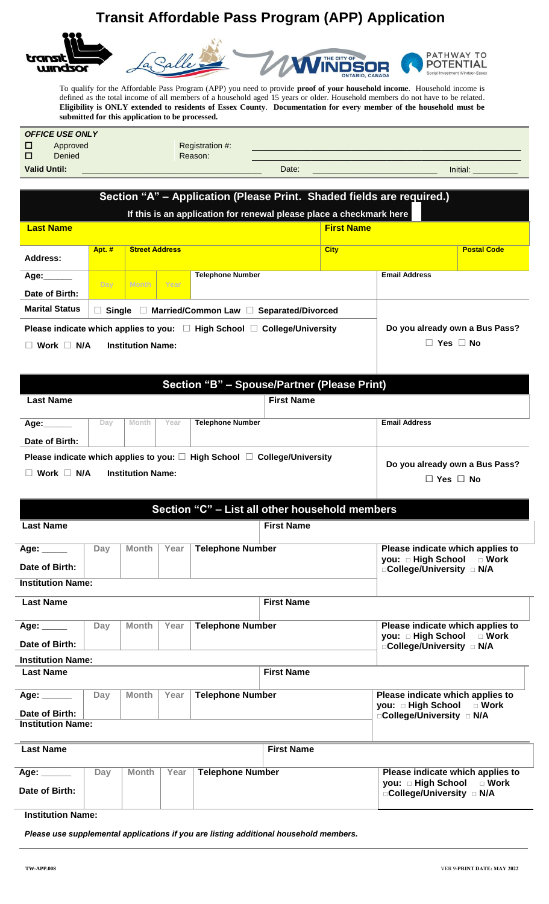# Transit Affordable Pass Program (APP) Application

To qualify for the Affordable Pass Program (APP) you need to provide **proof of your household income**. Household income is defined as the total income of all members of a household aged 15 years or older. Household members do not have to be related. **Eligibility is ONLY extended to residents of Essex County**. **Documentation for every member of the household must be submitted for this application to be processed.**

| *OFFICE USE ONLY* | | | | |
|---|---|---|---|---|
| ☐ Approved | Registration #: | | | |
| ☐ Denied | Reason: | | | |
| **Valid Until:** | | Date: | | Initial: |

## Section "A" – Application (Please Print. Shaded fields are required.)

**If this is an application for renewal please place a checkmark here** ☐

| **Last Name** | | | | | **First Name** | | |
|---|---|---|---|---|---|---|---|
| **Address:** | **Apt. #** | **Street Address** | | | **City** | | **Postal Code** |
| **Age:\_\_\_\_\_\_** **Date of Birth:** | Day | Month | Year | **Telephone Number** | | **Email Address** | |
| **Marital Status** | ☐ **Single** ☐ **Married/Common Law** ☐ **Separated/Divorced** | | | | | | |

**Please indicate which applies to you:** ☐ **High School** ☐ **College/University** ☐ **Work** ☐ **N/A** **Institution Name:**

**Do you already own a Bus Pass?** ☐ **Yes** ☐ **No**

## Section "B" – Spouse/Partner (Please Print)

| **Last Name** | | | | | **First Name** | |
|---|---|---|---|---|---|---|
| **Age:\_\_\_\_\_\_** **Date of Birth:** | Day | Month | Year | **Telephone Number** | | **Email Address** |

**Please indicate which applies to you:** ☐ **High School** ☐ **College/University** ☐ **Work** ☐ **N/A** **Institution Name:**

**Do you already own a Bus Pass?** ☐ **Yes** ☐ **No**

## Section "C" – List all other household members

| **Last Name** | | | | | **First Name** | |
|---|---|---|---|---|---|---|
| **Age: \_\_\_\_\_** **Date of Birth:** | **Day** | **Month** | **Year** | **Telephone Number** | | **Please indicate which applies to you:** ☐ **High School** ☐ **Work** ☐ **College/University** ☐ **N/A** |
| **Institution Name:** | | | | | | |
| **Last Name** | | | | | **First Name** | |
| **Age: \_\_\_\_\_** **Date of Birth:** | **Day** | **Month** | **Year** | **Telephone Number** | | **Please indicate which applies to you:** ☐ **High School** ☐ **Work** ☐ **College/University** ☐ **N/A** |
| **Institution Name:** | | | | | | |
| **Last Name** | | | | | **First Name** | |
| **Age: \_\_\_\_\_\_** **Date of Birth:** | **Day** | **Month** | **Year** | **Telephone Number** | | **Please indicate which applies to you:** ☐ **High School** ☐ **Work** ☐ **College/University** ☐ **N/A** |
| **Institution Name:** | | | | | | |
| **Last Name** | | | | | **First Name** | |
| **Age: \_\_\_\_\_\_** **Date of Birth:** | **Day** | **Month** | **Year** | **Telephone Number** | | **Please indicate which applies to you:** ☐ **High School** ☐ **Work** ☐ **College/University** ☐ **N/A** |
| **Institution Name:** | | | | | | |

***Please use supplemental applications if you are listing additional household members.***

TW-APP.008 VER 9-**PRINT DATE: MAY 2022**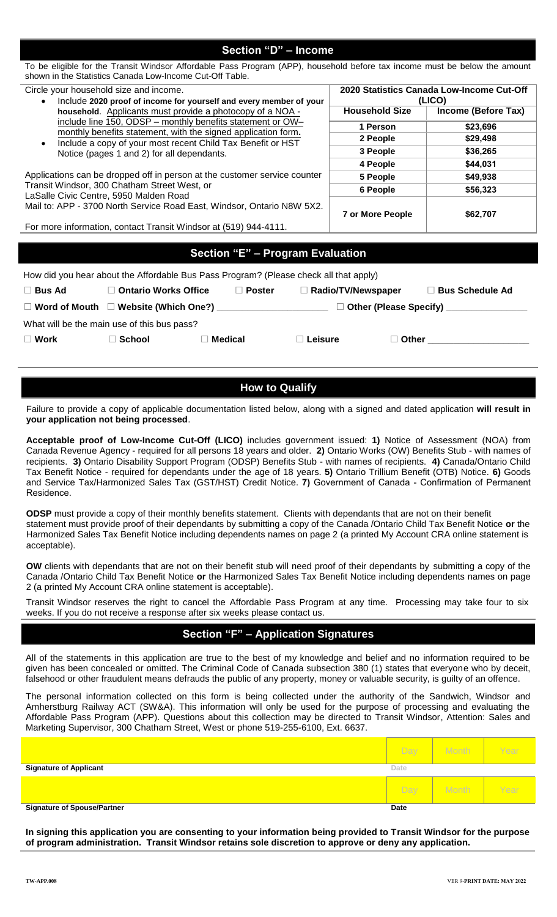## Section "D" – Income

To be eligible for the Transit Windsor Affordable Pass Program (APP), household before tax income must be below the amount shown in the Statistics Canada Low-Income Cut-Off Table.

Circle your household size and income.

- Include **2020 proof of income for yourself and every member of your household**. Applicants must provide a photocopy of a NOA - include line 150, ODSP – monthly benefits statement or OW– monthly benefits statement, with the signed application form.
- Include a copy of your most recent Child Tax Benefit or HST Notice (pages 1 and 2) for all dependants.

Applications can be dropped off in person at the customer service counter Transit Windsor, 300 Chatham Street West, or LaSalle Civic Centre, 5950 Malden Road

Mail to: APP - 3700 North Service Road East, Windsor, Ontario N8W 5X2.

For more information, contact Transit Windsor at (519) 944-4111.

| 2020 Statistics Canada Low-Income Cut-Off (LICO) | |
|---|---|
| **Household Size** | **Income (Before Tax)** |
| 1 Person | $23,696 |
| 2 People | $29,498 |
| 3 People | $36,265 |
| 4 People | $44,031 |
| 5 People | $49,938 |
| 6 People | $56,323 |
| 7 or More People | $62,707 |

## Section "E" – Program Evaluation

How did you hear about the Affordable Bus Pass Program? (Please check all that apply)

☐ **Bus Ad** ☐ **Ontario Works Office** ☐ **Poster** ☐ **Radio/TV/Newspaper** ☐ **Bus Schedule Ad**

☐ **Word of Mouth** ☐ **Website (Which One?)** ____________________ ☐ **Other (Please Specify)** ______________

What will be the main use of this bus pass?

☐ **Work** ☐ **School** ☐ **Medical** ☐ **Leisure** ☐ **Other** ____________________

## How to Qualify

Failure to provide a copy of applicable documentation listed below, along with a signed and dated application **will result in your application not being processed**.

**Acceptable proof of Low-Income Cut-Off (LICO)** includes government issued: **1)** Notice of Assessment (NOA) from Canada Revenue Agency - required for all persons 18 years and older. **2)** Ontario Works (OW) Benefits Stub - with names of recipients. **3)** Ontario Disability Support Program (ODSP) Benefits Stub - with names of recipients. **4)** Canada/Ontario Child Tax Benefit Notice - required for dependants under the age of 18 years. **5)** Ontario Trillium Benefit (OTB) Notice. **6)** Goods and Service Tax/Harmonized Sales Tax (GST/HST) Credit Notice. **7)** Government of Canada - Confirmation of Permanent Residence.

**ODSP** must provide a copy of their monthly benefits statement. Clients with dependants that are not on their benefit statement must provide proof of their dependants by submitting a copy of the Canada /Ontario Child Tax Benefit Notice **or** the Harmonized Sales Tax Benefit Notice including dependents names on page 2 (a printed My Account CRA online statement is acceptable).

**OW** clients with dependants that are not on their benefit stub will need proof of their dependants by submitting a copy of the Canada /Ontario Child Tax Benefit Notice **or** the Harmonized Sales Tax Benefit Notice including dependents names on page 2 (a printed My Account CRA online statement is acceptable).

Transit Windsor reserves the right to cancel the Affordable Pass Program at any time. Processing may take four to six weeks. If you do not receive a response after six weeks please contact us.

## Section "F" – Application Signatures

All of the statements in this application are true to the best of my knowledge and belief and no information required to be given has been concealed or omitted. The Criminal Code of Canada subsection 380 (1) states that everyone who by deceit, falsehood or other fraudulent means defrauds the public of any property, money or valuable security, is guilty of an offence.

The personal information collected on this form is being collected under the authority of the Sandwich, Windsor and Amherstburg Railway ACT (SW&A). This information will only be used for the purpose of processing and evaluating the Affordable Pass Program (APP). Questions about this collection may be directed to Transit Windsor, Attention: Sales and Marketing Supervisor, 300 Chatham Street, West or phone 519-255-6100, Ext. 6637.

| | Day | Month | Year |
|---|---|---|---|
| **Signature of Applicant** | Date | | |
| | Day | Month | Year |
| **Signature of Spouse/Partner** | **Date** | | |

**In signing this application you are consenting to your information being provided to Transit Windsor for the purpose of program administration. Transit Windsor retains sole discretion to approve or deny any application.**

TW-APP.008 VER 9-PRINT DATE: MAY 2022